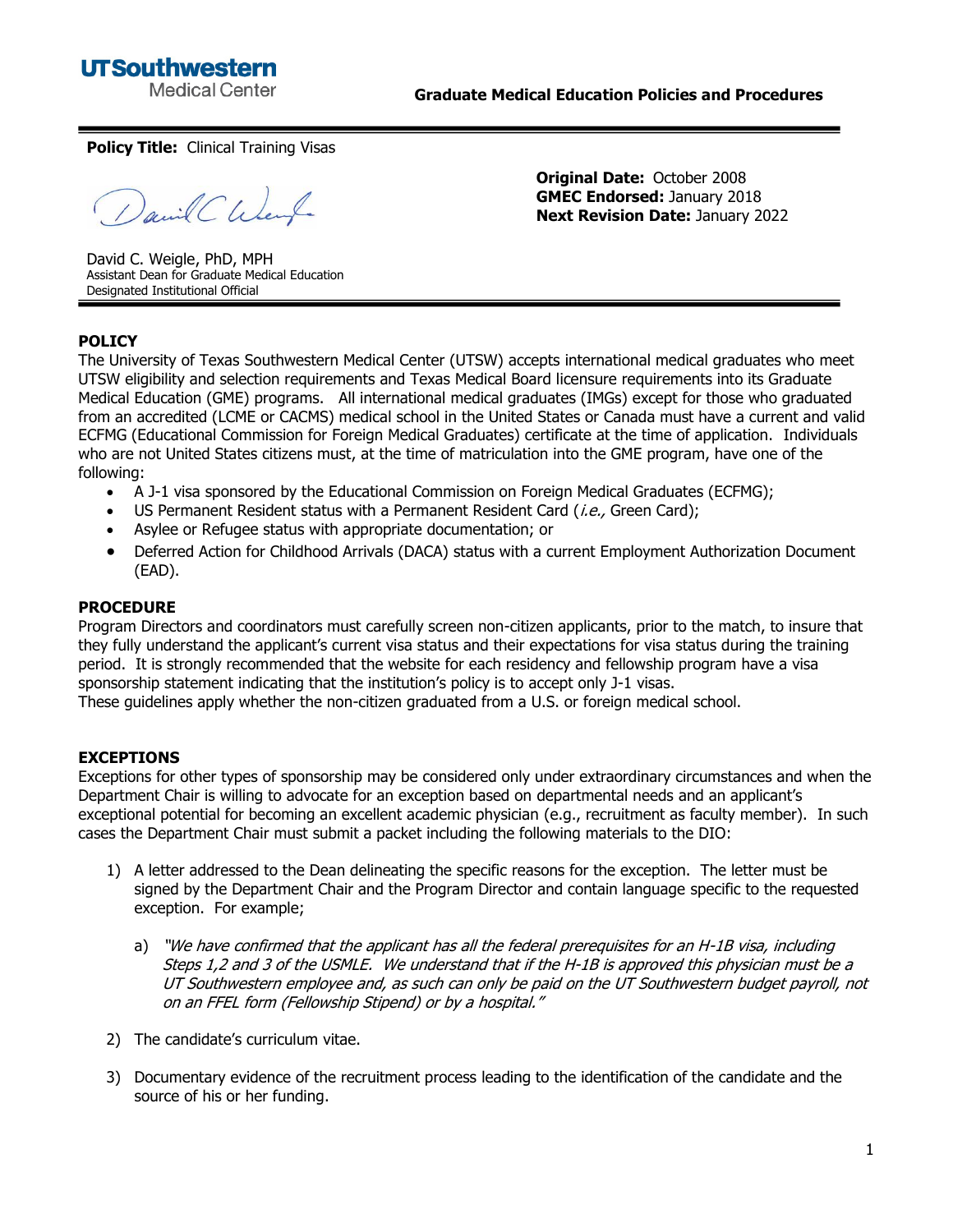**Graduate Medical Education Policies and Procedures**

**Policy Title:** Clinical Training Visas

David C. Weigle, PhD, MPH
Assistant Dean for Graduate Medical Education
Designated Institutional Official

**Original Date:** October 2008
**GMEC Endorsed:** January 2018
**Next Revision Date:** January 2022

## POLICY

The University of Texas Southwestern Medical Center (UTSW) accepts international medical graduates who meet UTSW eligibility and selection requirements and Texas Medical Board licensure requirements into its Graduate Medical Education (GME) programs. All international medical graduates (IMGs) except for those who graduated from an accredited (LCME or CACMS) medical school in the United States or Canada must have a current and valid ECFMG (Educational Commission for Foreign Medical Graduates) certificate at the time of application. Individuals who are not United States citizens must, at the time of matriculation into the GME program, have one of the following:

- A J-1 visa sponsored by the Educational Commission on Foreign Medical Graduates (ECFMG);
- US Permanent Resident status with a Permanent Resident Card (*i.e.,* Green Card);
- Asylee or Refugee status with appropriate documentation; or
- Deferred Action for Childhood Arrivals (DACA) status with a current Employment Authorization Document (EAD).

## PROCEDURE

Program Directors and coordinators must carefully screen non-citizen applicants, prior to the match, to insure that they fully understand the applicant's current visa status and their expectations for visa status during the training period. It is strongly recommended that the website for each residency and fellowship program have a visa sponsorship statement indicating that the institution's policy is to accept only J-1 visas.
These guidelines apply whether the non-citizen graduated from a U.S. or foreign medical school.

## EXCEPTIONS

Exceptions for other types of sponsorship may be considered only under extraordinary circumstances and when the Department Chair is willing to advocate for an exception based on departmental needs and an applicant's exceptional potential for becoming an excellent academic physician (e.g., recruitment as faculty member). In such cases the Department Chair must submit a packet including the following materials to the DIO:

1) A letter addressed to the Dean delineating the specific reasons for the exception. The letter must be signed by the Department Chair and the Program Director and contain language specific to the requested exception. For example;

    a) *"We have confirmed that the applicant has all the federal prerequisites for an H-1B visa, including Steps 1,2 and 3 of the USMLE. We understand that if the H-1B is approved this physician must be a UT Southwestern employee and, as such can only be paid on the UT Southwestern budget payroll, not on an FFEL form (Fellowship Stipend) or by a hospital."*

2) The candidate's curriculum vitae.

3) Documentary evidence of the recruitment process leading to the identification of the candidate and the source of his or her funding.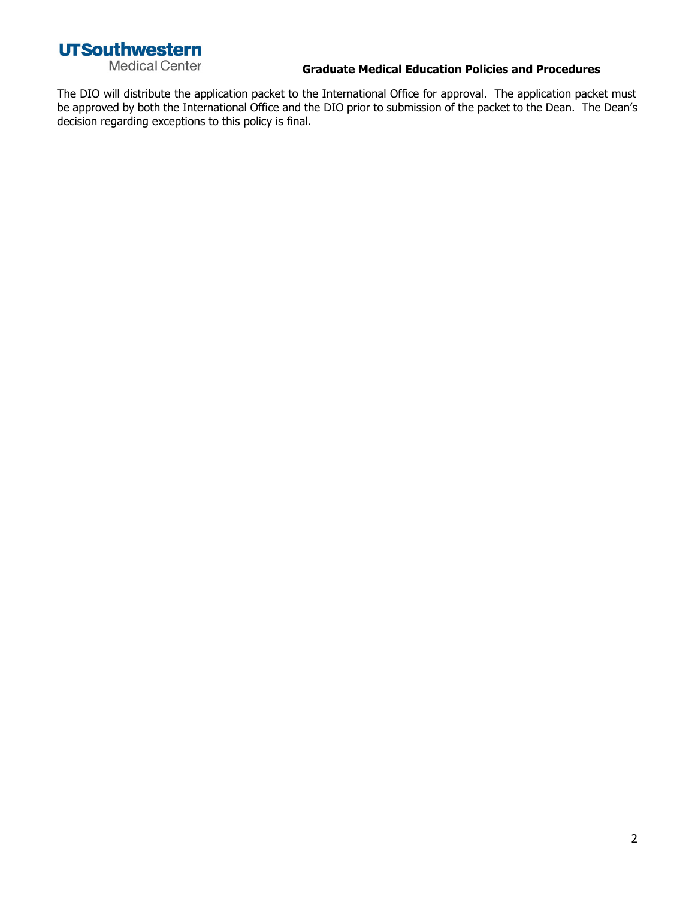The DIO will distribute the application packet to the International Office for approval. The application packet must be approved by both the International Office and the DIO prior to submission of the packet to the Dean. The Dean's decision regarding exceptions to this policy is final.